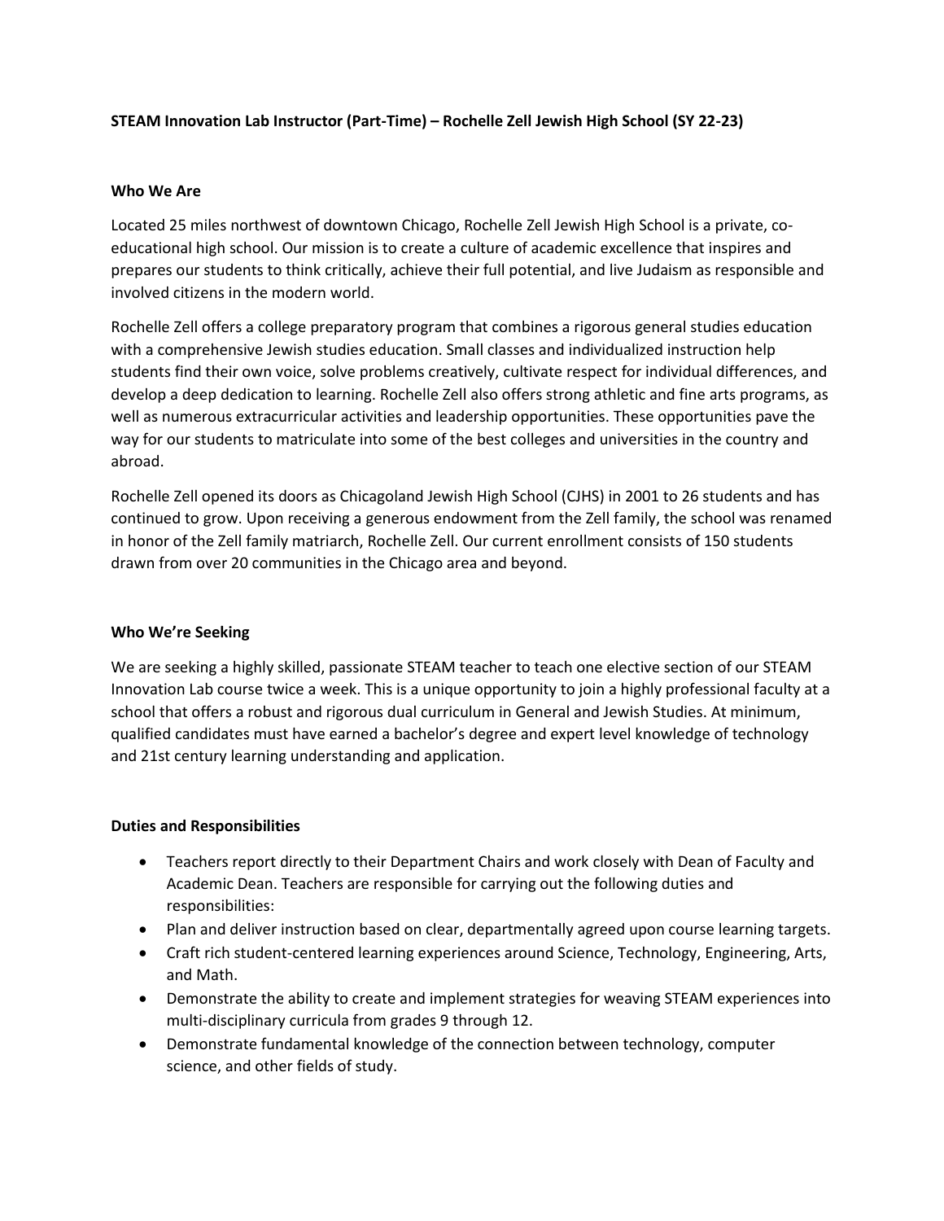**STEAM Innovation Lab Instructor (Part-Time) – Rochelle Zell Jewish High School (SY 22-23)**

**Who We Are**

Located 25 miles northwest of downtown Chicago, Rochelle Zell Jewish High School is a private, co-educational high school. Our mission is to create a culture of academic excellence that inspires and prepares our students to think critically, achieve their full potential, and live Judaism as responsible and involved citizens in the modern world.

Rochelle Zell offers a college preparatory program that combines a rigorous general studies education with a comprehensive Jewish studies education. Small classes and individualized instruction help students find their own voice, solve problems creatively, cultivate respect for individual differences, and develop a deep dedication to learning. Rochelle Zell also offers strong athletic and fine arts programs, as well as numerous extracurricular activities and leadership opportunities. These opportunities pave the way for our students to matriculate into some of the best colleges and universities in the country and abroad.

Rochelle Zell opened its doors as Chicagoland Jewish High School (CJHS) in 2001 to 26 students and has continued to grow. Upon receiving a generous endowment from the Zell family, the school was renamed in honor of the Zell family matriarch, Rochelle Zell. Our current enrollment consists of 150 students drawn from over 20 communities in the Chicago area and beyond.

**Who We're Seeking**

We are seeking a highly skilled, passionate STEAM teacher to teach one elective section of our STEAM Innovation Lab course twice a week. This is a unique opportunity to join a highly professional faculty at a school that offers a robust and rigorous dual curriculum in General and Jewish Studies. At minimum, qualified candidates must have earned a bachelor's degree and expert level knowledge of technology and 21st century learning understanding and application.

**Duties and Responsibilities**

- Teachers report directly to their Department Chairs and work closely with Dean of Faculty and Academic Dean. Teachers are responsible for carrying out the following duties and responsibilities:
- Plan and deliver instruction based on clear, departmentally agreed upon course learning targets.
- Craft rich student-centered learning experiences around Science, Technology, Engineering, Arts, and Math.
- Demonstrate the ability to create and implement strategies for weaving STEAM experiences into multi-disciplinary curricula from grades 9 through 12.
- Demonstrate fundamental knowledge of the connection between technology, computer science, and other fields of study.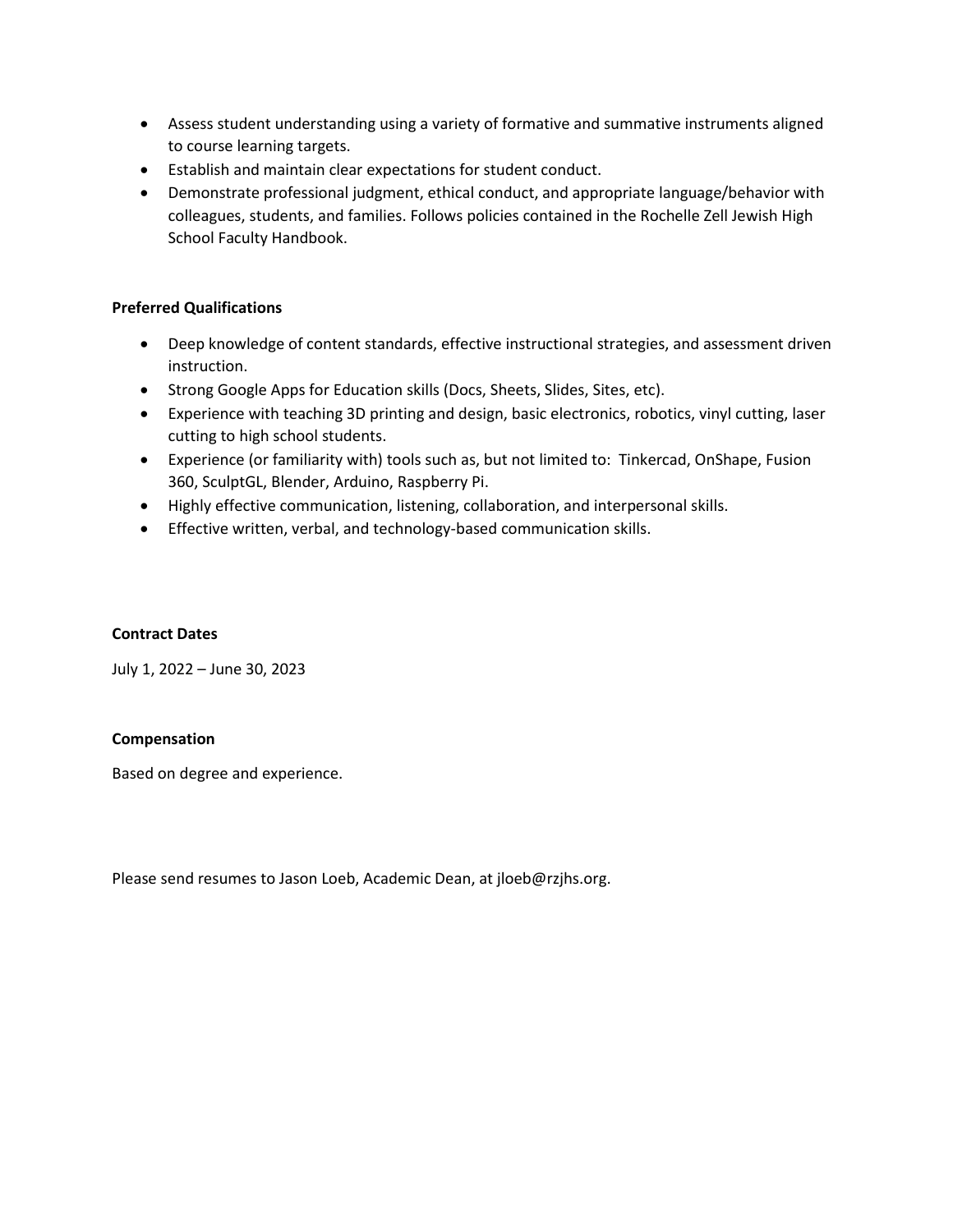- Assess student understanding using a variety of formative and summative instruments aligned to course learning targets.
- Establish and maintain clear expectations for student conduct.
- Demonstrate professional judgment, ethical conduct, and appropriate language/behavior with colleagues, students, and families. Follows policies contained in the Rochelle Zell Jewish High School Faculty Handbook.

**Preferred Qualifications**

- Deep knowledge of content standards, effective instructional strategies, and assessment driven instruction.
- Strong Google Apps for Education skills (Docs, Sheets, Slides, Sites, etc).
- Experience with teaching 3D printing and design, basic electronics, robotics, vinyl cutting, laser cutting to high school students.
- Experience (or familiarity with) tools such as, but not limited to: Tinkercad, OnShape, Fusion 360, SculptGL, Blender, Arduino, Raspberry Pi.
- Highly effective communication, listening, collaboration, and interpersonal skills.
- Effective written, verbal, and technology-based communication skills.

**Contract Dates**

July 1, 2022 – June 30, 2023

**Compensation**

Based on degree and experience.

Please send resumes to Jason Loeb, Academic Dean, at jloeb@rzjhs.org.